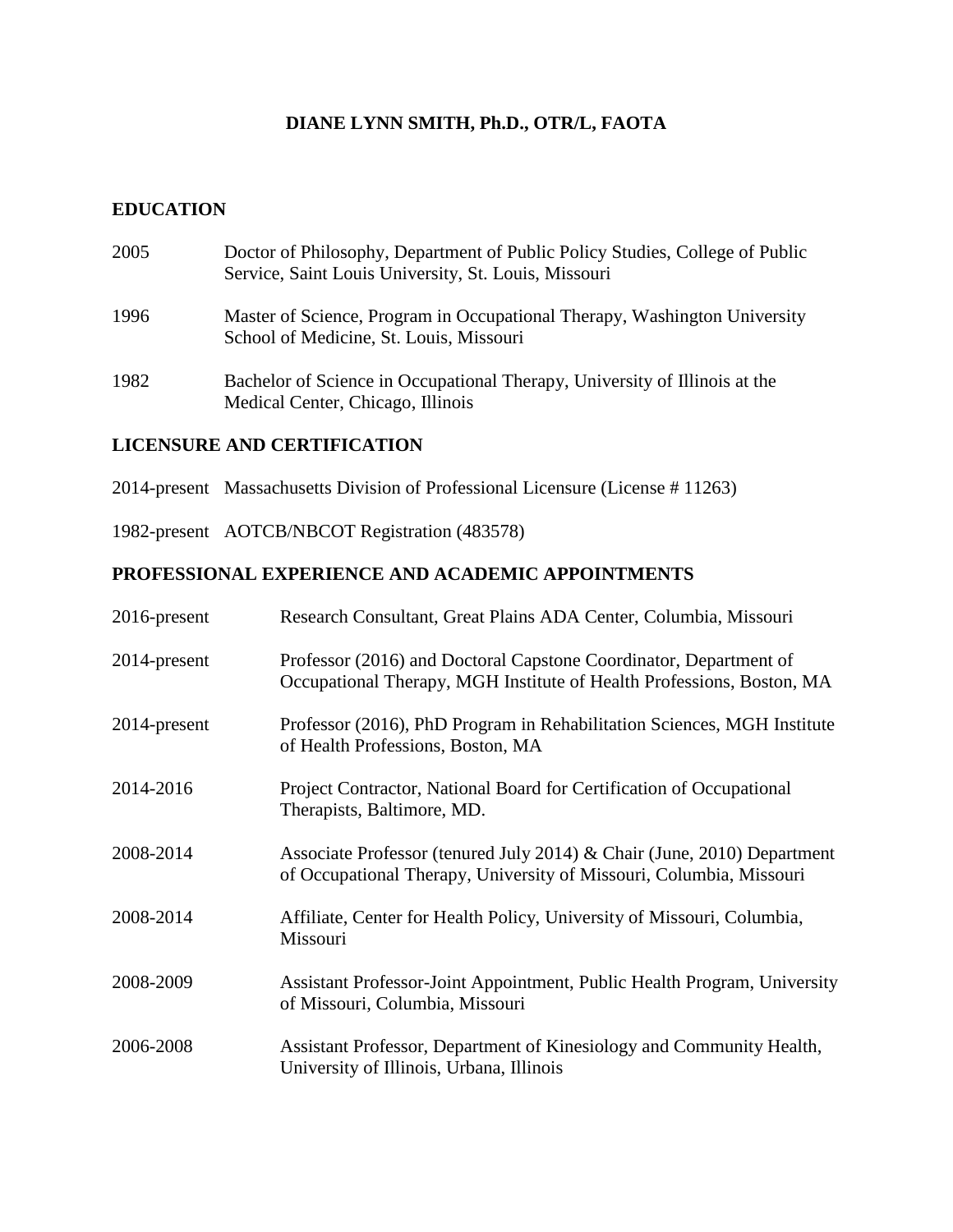# DIANE LYNN SMITH, Ph.D., OTR/L, FAOTA

## EDUCATION

2005 Doctor of Philosophy, Department of Public Policy Studies, College of Public Service, Saint Louis University, St. Louis, Missouri

1996 Master of Science, Program in Occupational Therapy, Washington University School of Medicine, St. Louis, Missouri

1982 Bachelor of Science in Occupational Therapy, University of Illinois at the Medical Center, Chicago, Illinois

## LICENSURE AND CERTIFICATION

2014-present Massachusetts Division of Professional Licensure (License # 11263)

1982-present AOTCB/NBCOT Registration (483578)

## PROFESSIONAL EXPERIENCE AND ACADEMIC APPOINTMENTS

2016-present Research Consultant, Great Plains ADA Center, Columbia, Missouri

2014-present Professor (2016) and Doctoral Capstone Coordinator, Department of Occupational Therapy, MGH Institute of Health Professions, Boston, MA

2014-present Professor (2016), PhD Program in Rehabilitation Sciences, MGH Institute of Health Professions, Boston, MA

2014-2016 Project Contractor, National Board for Certification of Occupational Therapists, Baltimore, MD.

2008-2014 Associate Professor (tenured July 2014) & Chair (June, 2010) Department of Occupational Therapy, University of Missouri, Columbia, Missouri

2008-2014 Affiliate, Center for Health Policy, University of Missouri, Columbia, Missouri

2008-2009 Assistant Professor-Joint Appointment, Public Health Program, University of Missouri, Columbia, Missouri

2006-2008 Assistant Professor, Department of Kinesiology and Community Health, University of Illinois, Urbana, Illinois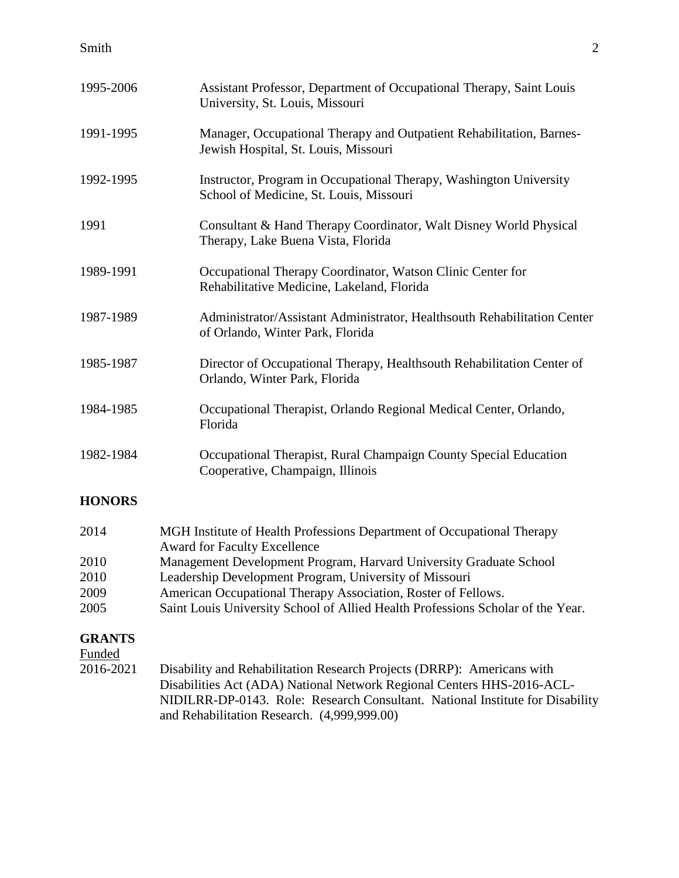1995-2006 Assistant Professor, Department of Occupational Therapy, Saint Louis University, St. Louis, Missouri

1991-1995 Manager, Occupational Therapy and Outpatient Rehabilitation, Barnes-Jewish Hospital, St. Louis, Missouri

1992-1995 Instructor, Program in Occupational Therapy, Washington University School of Medicine, St. Louis, Missouri

1991 Consultant & Hand Therapy Coordinator, Walt Disney World Physical Therapy, Lake Buena Vista, Florida

1989-1991 Occupational Therapy Coordinator, Watson Clinic Center for Rehabilitative Medicine, Lakeland, Florida

1987-1989 Administrator/Assistant Administrator, Healthsouth Rehabilitation Center of Orlando, Winter Park, Florida

1985-1987 Director of Occupational Therapy, Healthsouth Rehabilitation Center of Orlando, Winter Park, Florida

1984-1985 Occupational Therapist, Orlando Regional Medical Center, Orlando, Florida

1982-1984 Occupational Therapist, Rural Champaign County Special Education Cooperative, Champaign, Illinois

## HONORS

2014 MGH Institute of Health Professions Department of Occupational Therapy Award for Faculty Excellence
2010 Management Development Program, Harvard University Graduate School
2010 Leadership Development Program, University of Missouri
2009 American Occupational Therapy Association, Roster of Fellows.
2005 Saint Louis University School of Allied Health Professions Scholar of the Year.

## GRANTS

Funded

2016-2021 Disability and Rehabilitation Research Projects (DRRP): Americans with Disabilities Act (ADA) National Network Regional Centers HHS-2016-ACL-NIDILRR-DP-0143. Role: Research Consultant. National Institute for Disability and Rehabilitation Research. (4,999,999.00)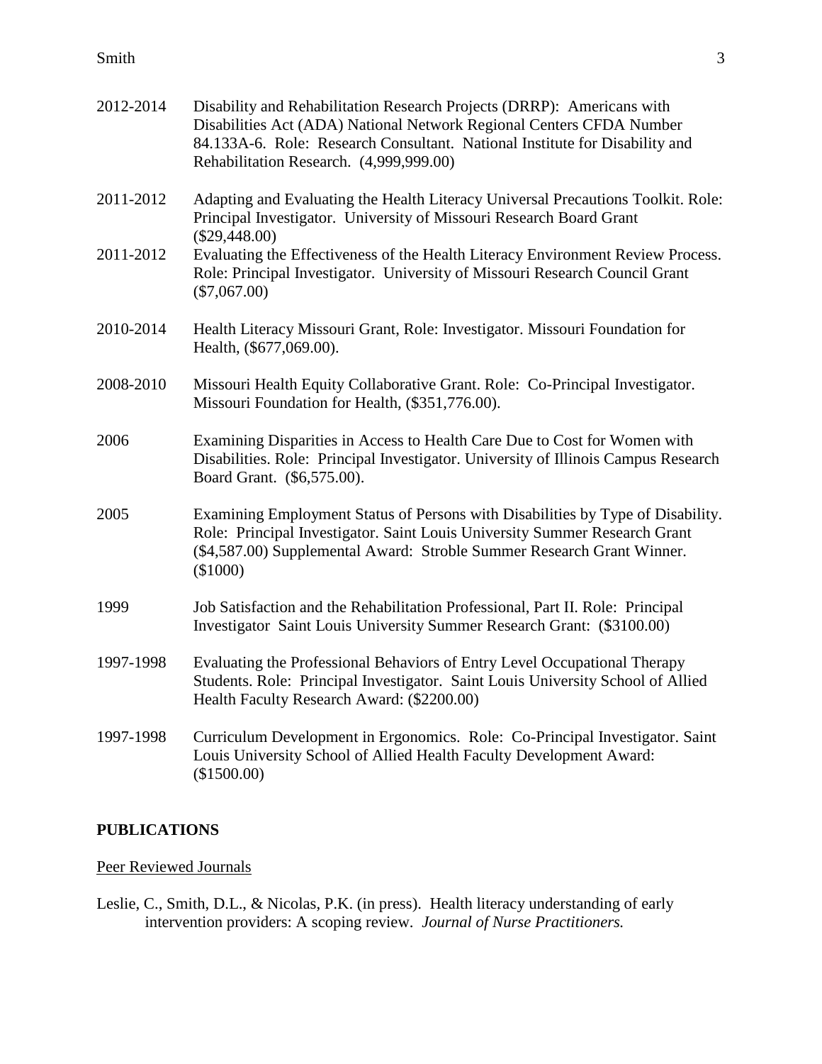2012-2014 Disability and Rehabilitation Research Projects (DRRP): Americans with Disabilities Act (ADA) National Network Regional Centers CFDA Number 84.133A-6. Role: Research Consultant. National Institute for Disability and Rehabilitation Research. (4,999,999.00)

2011-2012 Adapting and Evaluating the Health Literacy Universal Precautions Toolkit. Role: Principal Investigator. University of Missouri Research Board Grant ($29,448.00)

2011-2012 Evaluating the Effectiveness of the Health Literacy Environment Review Process. Role: Principal Investigator. University of Missouri Research Council Grant ($7,067.00)

2010-2014 Health Literacy Missouri Grant, Role: Investigator. Missouri Foundation for Health, ($677,069.00).

2008-2010 Missouri Health Equity Collaborative Grant. Role: Co-Principal Investigator. Missouri Foundation for Health, ($351,776.00).

2006 Examining Disparities in Access to Health Care Due to Cost for Women with Disabilities. Role: Principal Investigator. University of Illinois Campus Research Board Grant. ($6,575.00).

2005 Examining Employment Status of Persons with Disabilities by Type of Disability. Role: Principal Investigator. Saint Louis University Summer Research Grant ($4,587.00) Supplemental Award: Stroble Summer Research Grant Winner. ($1000)

1999 Job Satisfaction and the Rehabilitation Professional, Part II. Role: Principal Investigator Saint Louis University Summer Research Grant: ($3100.00)

1997-1998 Evaluating the Professional Behaviors of Entry Level Occupational Therapy Students. Role: Principal Investigator. Saint Louis University School of Allied Health Faculty Research Award: ($2200.00)

1997-1998 Curriculum Development in Ergonomics. Role: Co-Principal Investigator. Saint Louis University School of Allied Health Faculty Development Award: ($1500.00)

## PUBLICATIONS

Peer Reviewed Journals

Leslie, C., Smith, D.L., & Nicolas, P.K. (in press). Health literacy understanding of early intervention providers: A scoping review. *Journal of Nurse Practitioners.*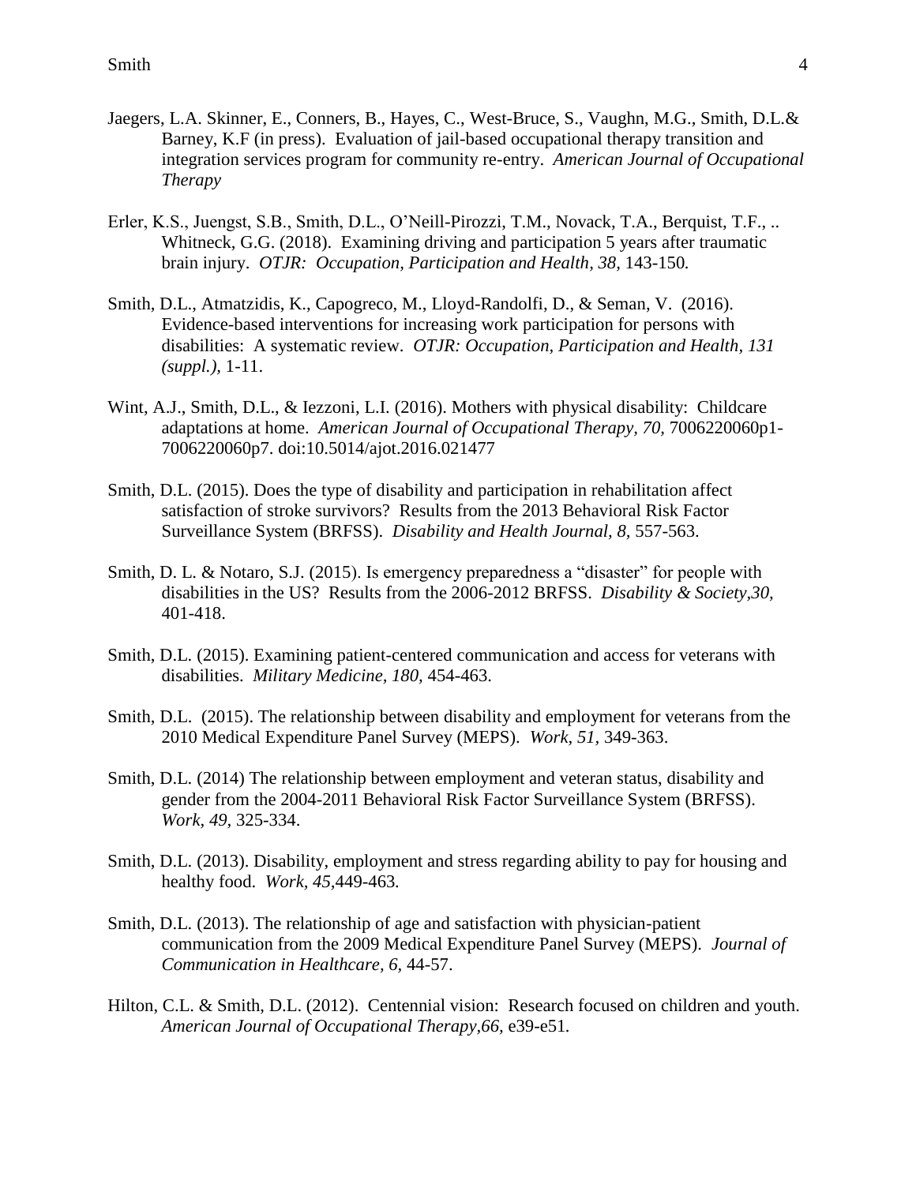Jaegers, L.A. Skinner, E., Conners, B., Hayes, C., West-Bruce, S., Vaughn, M.G., Smith, D.L.& Barney, K.F (in press). Evaluation of jail-based occupational therapy transition and integration services program for community re-entry. *American Journal of Occupational Therapy*

Erler, K.S., Juengst, S.B., Smith, D.L., O'Neill-Pirozzi, T.M., Novack, T.A., Berquist, T.F., .. Whitneck, G.G. (2018). Examining driving and participation 5 years after traumatic brain injury. *OTJR: Occupation, Participation and Health, 38,* 143-150.

Smith, D.L., Atmatzidis, K., Capogreco, M., Lloyd-Randolfi, D., & Seman, V. (2016). Evidence-based interventions for increasing work participation for persons with disabilities: A systematic review. *OTJR: Occupation, Participation and Health, 131 (suppl.),* 1-11.

Wint, A.J., Smith, D.L., & Iezzoni, L.I. (2016). Mothers with physical disability: Childcare adaptations at home. *American Journal of Occupational Therapy, 70,* 7006220060p1-7006220060p7. doi:10.5014/ajot.2016.021477

Smith, D.L. (2015). Does the type of disability and participation in rehabilitation affect satisfaction of stroke survivors? Results from the 2013 Behavioral Risk Factor Surveillance System (BRFSS). *Disability and Health Journal, 8,* 557-563.

Smith, D. L. & Notaro, S.J. (2015). Is emergency preparedness a "disaster" for people with disabilities in the US? Results from the 2006-2012 BRFSS. *Disability & Society,30,* 401-418.

Smith, D.L. (2015). Examining patient-centered communication and access for veterans with disabilities. *Military Medicine, 180,* 454-463.

Smith, D.L. (2015). The relationship between disability and employment for veterans from the 2010 Medical Expenditure Panel Survey (MEPS). *Work, 51,* 349-363.

Smith, D.L. (2014) The relationship between employment and veteran status, disability and gender from the 2004-2011 Behavioral Risk Factor Surveillance System (BRFSS). *Work, 49,* 325-334.

Smith, D.L. (2013). Disability, employment and stress regarding ability to pay for housing and healthy food. *Work, 45,*449-463.

Smith, D.L. (2013). The relationship of age and satisfaction with physician-patient communication from the 2009 Medical Expenditure Panel Survey (MEPS). *Journal of Communication in Healthcare, 6,* 44-57.

Hilton, C.L. & Smith, D.L. (2012). Centennial vision: Research focused on children and youth. *American Journal of Occupational Therapy,66,* e39-e51.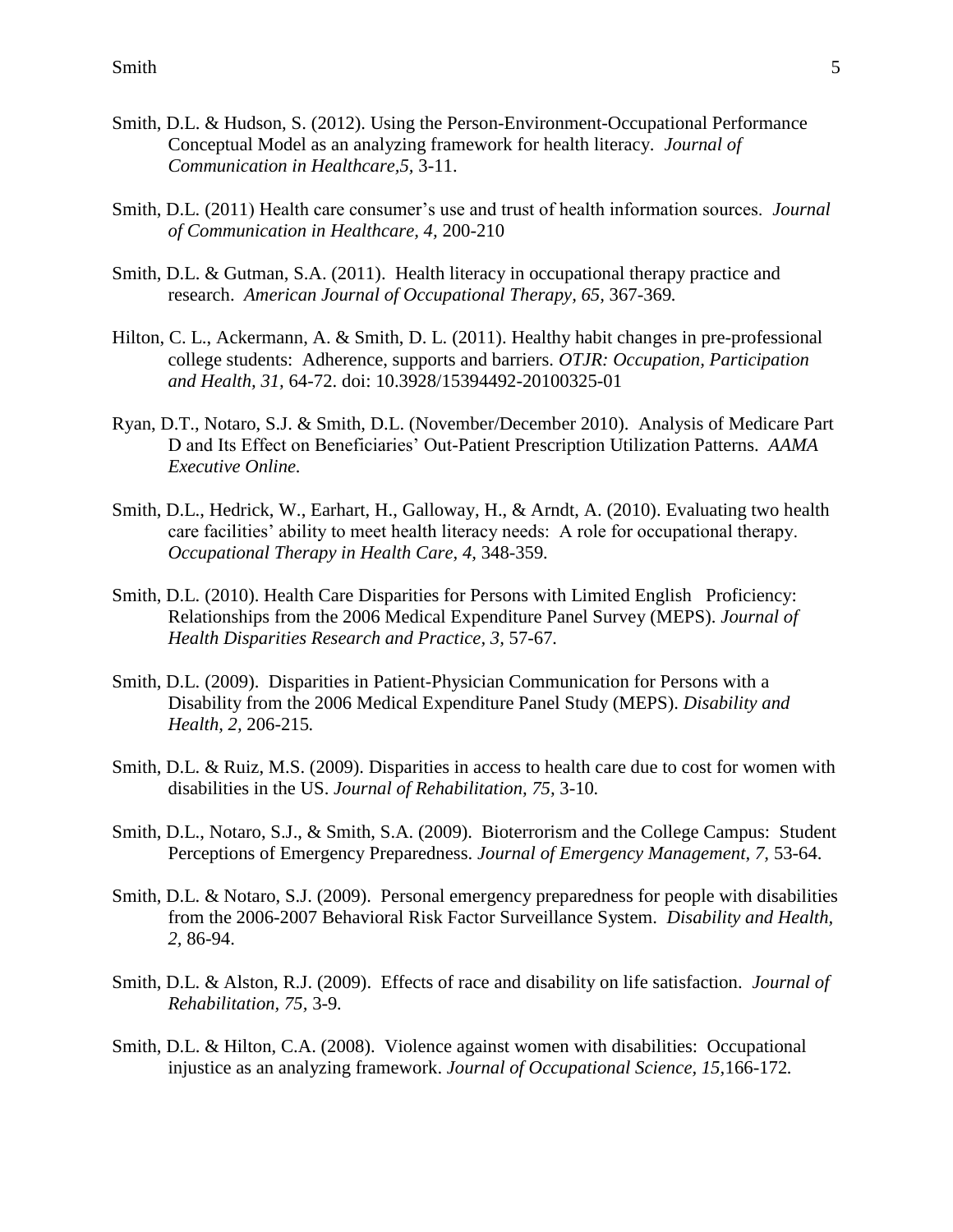Smith, D.L. & Hudson, S. (2012). Using the Person-Environment-Occupational Performance Conceptual Model as an analyzing framework for health literacy. *Journal of Communication in Healthcare,5,* 3-11.

Smith, D.L. (2011) Health care consumer's use and trust of health information sources. *Journal of Communication in Healthcare, 4,* 200-210

Smith, D.L. & Gutman, S.A. (2011). Health literacy in occupational therapy practice and research. *American Journal of Occupational Therapy, 65,* 367-369*.*

Hilton, C. L., Ackermann, A. & Smith, D. L. (2011). Healthy habit changes in pre-professional college students: Adherence, supports and barriers. *OTJR: Occupation, Participation and Health, 31,* 64-72. doi: 10.3928/15394492-20100325-01

Ryan, D.T., Notaro, S.J. & Smith, D.L. (November/December 2010). Analysis of Medicare Part D and Its Effect on Beneficiaries' Out-Patient Prescription Utilization Patterns. *AAMA Executive Online.*

Smith, D.L., Hedrick, W., Earhart, H., Galloway, H., & Arndt, A. (2010). Evaluating two health care facilities' ability to meet health literacy needs: A role for occupational therapy. *Occupational Therapy in Health Care, 4,* 348-359.

Smith, D.L. (2010). Health Care Disparities for Persons with Limited English Proficiency: Relationships from the 2006 Medical Expenditure Panel Survey (MEPS). *Journal of Health Disparities Research and Practice, 3,* 57-67.

Smith, D.L. (2009). Disparities in Patient-Physician Communication for Persons with a Disability from the 2006 Medical Expenditure Panel Study (MEPS). *Disability and Health, 2,* 206-215*.*

Smith, D.L. & Ruiz, M.S. (2009). Disparities in access to health care due to cost for women with disabilities in the US. *Journal of Rehabilitation, 75,* 3-10*.*

Smith, D.L., Notaro, S.J., & Smith, S.A. (2009). Bioterrorism and the College Campus: Student Perceptions of Emergency Preparedness. *Journal of Emergency Management, 7,* 53-64.

Smith, D.L. & Notaro, S.J. (2009). Personal emergency preparedness for people with disabilities from the 2006-2007 Behavioral Risk Factor Surveillance System. *Disability and Health, 2,* 86-94.

Smith, D.L. & Alston, R.J. (2009). Effects of race and disability on life satisfaction. *Journal of Rehabilitation, 75,* 3-9*.*

Smith, D.L. & Hilton, C.A. (2008). Violence against women with disabilities: Occupational injustice as an analyzing framework. *Journal of Occupational Science, 15,*166-172*.*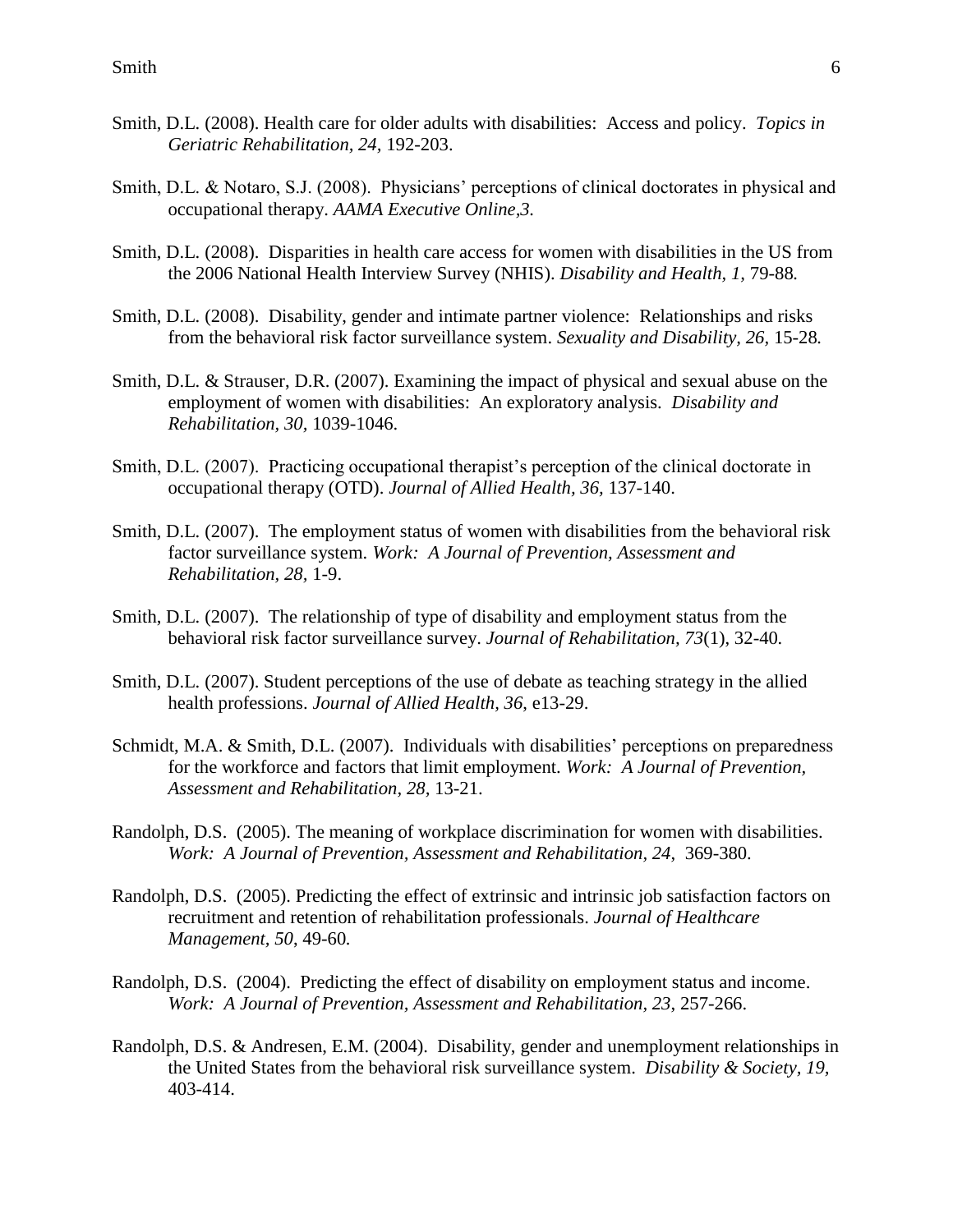Smith, D.L. (2008). Health care for older adults with disabilities: Access and policy. *Topics in Geriatric Rehabilitation, 24,* 192-203.

Smith, D.L. & Notaro, S.J. (2008). Physicians' perceptions of clinical doctorates in physical and occupational therapy. *AAMA Executive Online,3.*

Smith, D.L. (2008). Disparities in health care access for women with disabilities in the US from the 2006 National Health Interview Survey (NHIS). *Disability and Health, 1,* 79-88*.*

Smith, D.L. (2008). Disability, gender and intimate partner violence: Relationships and risks from the behavioral risk factor surveillance system. *Sexuality and Disability, 26,* 15-28*.*

Smith, D.L. & Strauser, D.R. (2007). Examining the impact of physical and sexual abuse on the employment of women with disabilities: An exploratory analysis. *Disability and Rehabilitation, 30,* 1039-1046*.*

Smith, D.L. (2007). Practicing occupational therapist's perception of the clinical doctorate in occupational therapy (OTD). *Journal of Allied Health, 36,* 137-140.

Smith, D.L. (2007). The employment status of women with disabilities from the behavioral risk factor surveillance system*. Work: A Journal of Prevention, Assessment and Rehabilitation, 28,* 1-9.

Smith, D.L. (2007). The relationship of type of disability and employment status from the behavioral risk factor surveillance survey. *Journal of Rehabilitation, 73*(1)*,* 32-40*.*

Smith, D.L. (2007). Student perceptions of the use of debate as teaching strategy in the allied health professions. *Journal of Allied Health, 36,* e13-29.

Schmidt, M.A. & Smith, D.L. (2007). Individuals with disabilities' perceptions on preparedness for the workforce and factors that limit employment. *Work: A Journal of Prevention, Assessment and Rehabilitation, 28,* 13-21.

Randolph, D.S. (2005). The meaning of workplace discrimination for women with disabilities. *Work: A Journal of Prevention, Assessment and Rehabilitation, 24*, 369-380.

Randolph, D.S. (2005). Predicting the effect of extrinsic and intrinsic job satisfaction factors on recruitment and retention of rehabilitation professionals. *Journal of Healthcare Management, 50*, 49-60*.*

Randolph, D.S. (2004). Predicting the effect of disability on employment status and income. *Work: A Journal of Prevention, Assessment and Rehabilitation, 23*, 257-266.

Randolph, D.S. & Andresen, E.M. (2004). Disability, gender and unemployment relationships in the United States from the behavioral risk surveillance system. *Disability & Society, 19,* 403-414.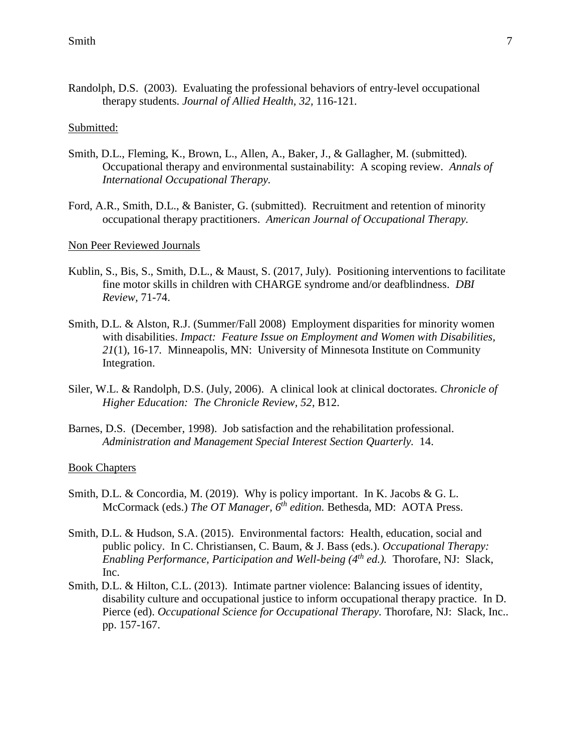Randolph, D.S. (2003). Evaluating the professional behaviors of entry-level occupational therapy students. *Journal of Allied Health, 32,* 116-121.

<u>Submitted:</u>

Smith, D.L., Fleming, K., Brown, L., Allen, A., Baker, J., & Gallagher, M. (submitted). Occupational therapy and environmental sustainability: A scoping review. *Annals of International Occupational Therapy.*

Ford, A.R., Smith, D.L., & Banister, G. (submitted). Recruitment and retention of minority occupational therapy practitioners. *American Journal of Occupational Therapy.*

<u>Non Peer Reviewed Journals</u>

Kublin, S., Bis, S., Smith, D.L., & Maust, S. (2017, July). Positioning interventions to facilitate fine motor skills in children with CHARGE syndrome and/or deafblindness. *DBI Review,* 71-74.

Smith, D.L. & Alston, R.J. (Summer/Fall 2008) Employment disparities for minority women with disabilities. *Impact: Feature Issue on Employment and Women with Disabilities, 21*(1), 16-17. Minneapolis, MN: University of Minnesota Institute on Community Integration.

Siler, W.L. & Randolph, D.S. (July, 2006). A clinical look at clinical doctorates. *Chronicle of Higher Education: The Chronicle Review, 52,* B12.

Barnes, D.S. (December, 1998). Job satisfaction and the rehabilitation professional. *Administration and Management Special Interest Section Quarterly.* 14.

<u>Book Chapters</u>

Smith, D.L. & Concordia, M. (2019). Why is policy important. In K. Jacobs & G. L. McCormack (eds.) *The OT Manager, 6th edition.* Bethesda, MD: AOTA Press.

Smith, D.L. & Hudson, S.A. (2015). Environmental factors: Health, education, social and public policy. In C. Christiansen, C. Baum, & J. Bass (eds.). *Occupational Therapy: Enabling Performance, Participation and Well-being (4th ed.).* Thorofare, NJ: Slack, Inc.

Smith, D.L. & Hilton, C.L. (2013). Intimate partner violence: Balancing issues of identity, disability culture and occupational justice to inform occupational therapy practice. In D. Pierce (ed). *Occupational Science for Occupational Therapy.* Thorofare, NJ: Slack, Inc.. pp. 157-167.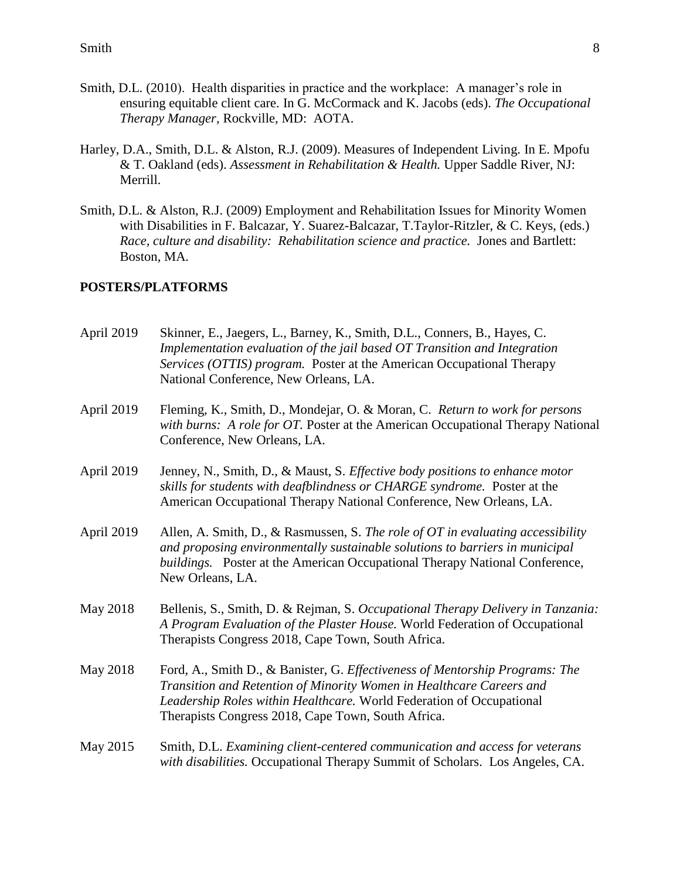Smith, D.L. (2010). Health disparities in practice and the workplace: A manager's role in ensuring equitable client care. In G. McCormack and K. Jacobs (eds). *The Occupational Therapy Manager*, Rockville, MD: AOTA.

Harley, D.A., Smith, D.L. & Alston, R.J. (2009). Measures of Independent Living. In E. Mpofu & T. Oakland (eds). *Assessment in Rehabilitation & Health.* Upper Saddle River, NJ: Merrill.

Smith, D.L. & Alston, R.J. (2009) Employment and Rehabilitation Issues for Minority Women with Disabilities in F. Balcazar, Y. Suarez-Balcazar, T.Taylor-Ritzler, & C. Keys, (eds.) *Race, culture and disability: Rehabilitation science and practice.* Jones and Bartlett: Boston, MA.

## POSTERS/PLATFORMS

April 2019 — Skinner, E., Jaegers, L., Barney, K., Smith, D.L., Conners, B., Hayes, C. *Implementation evaluation of the jail based OT Transition and Integration Services (OTTIS) program.* Poster at the American Occupational Therapy National Conference, New Orleans, LA.

April 2019 — Fleming, K., Smith, D., Mondejar, O. & Moran, C. *Return to work for persons with burns: A role for OT.* Poster at the American Occupational Therapy National Conference, New Orleans, LA.

April 2019 — Jenney, N., Smith, D., & Maust, S. *Effective body positions to enhance motor skills for students with deafblindness or CHARGE syndrome.* Poster at the American Occupational Therapy National Conference, New Orleans, LA.

April 2019 — Allen, A. Smith, D., & Rasmussen, S. *The role of OT in evaluating accessibility and proposing environmentally sustainable solutions to barriers in municipal buildings.* Poster at the American Occupational Therapy National Conference, New Orleans, LA.

May 2018 — Bellenis, S., Smith, D. & Rejman, S. *Occupational Therapy Delivery in Tanzania: A Program Evaluation of the Plaster House.* World Federation of Occupational Therapists Congress 2018, Cape Town, South Africa.

May 2018 — Ford, A., Smith D., & Banister, G. *Effectiveness of Mentorship Programs: The Transition and Retention of Minority Women in Healthcare Careers and Leadership Roles within Healthcare.* World Federation of Occupational Therapists Congress 2018, Cape Town, South Africa.

May 2015 — Smith, D.L. *Examining client-centered communication and access for veterans with disabilities.* Occupational Therapy Summit of Scholars. Los Angeles, CA.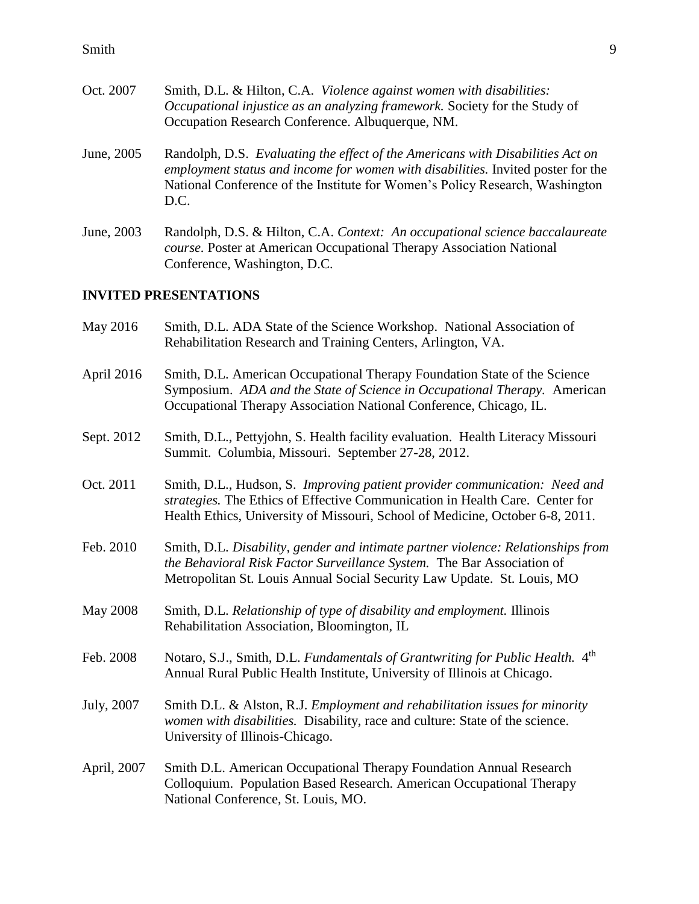Oct. 2007 Smith, D.L. & Hilton, C.A. *Violence against women with disabilities: Occupational injustice as an analyzing framework.* Society for the Study of Occupation Research Conference. Albuquerque, NM.

June, 2005 Randolph, D.S. *Evaluating the effect of the Americans with Disabilities Act on employment status and income for women with disabilities.* Invited poster for the National Conference of the Institute for Women's Policy Research, Washington D.C.

June, 2003 Randolph, D.S. & Hilton, C.A. *Context: An occupational science baccalaureate course.* Poster at American Occupational Therapy Association National Conference, Washington, D.C.

## INVITED PRESENTATIONS

May 2016 Smith, D.L. ADA State of the Science Workshop. National Association of Rehabilitation Research and Training Centers, Arlington, VA.

April 2016 Smith, D.L. American Occupational Therapy Foundation State of the Science Symposium. *ADA and the State of Science in Occupational Therapy.* American Occupational Therapy Association National Conference, Chicago, IL.

Sept. 2012 Smith, D.L., Pettyjohn, S. Health facility evaluation. Health Literacy Missouri Summit. Columbia, Missouri. September 27-28, 2012.

Oct. 2011 Smith, D.L., Hudson, S. *Improving patient provider communication: Need and strategies.* The Ethics of Effective Communication in Health Care. Center for Health Ethics, University of Missouri, School of Medicine, October 6-8, 2011.

Feb. 2010 Smith, D.L. *Disability, gender and intimate partner violence: Relationships from the Behavioral Risk Factor Surveillance System.* The Bar Association of Metropolitan St. Louis Annual Social Security Law Update. St. Louis, MO

May 2008 Smith, D.L. *Relationship of type of disability and employment.* Illinois Rehabilitation Association, Bloomington, IL

Feb. 2008 Notaro, S.J., Smith, D.L. *Fundamentals of Grantwriting for Public Health.* 4th Annual Rural Public Health Institute, University of Illinois at Chicago.

July, 2007 Smith D.L. & Alston, R.J. *Employment and rehabilitation issues for minority women with disabilities.* Disability, race and culture: State of the science. University of Illinois-Chicago.

April, 2007 Smith D.L. American Occupational Therapy Foundation Annual Research Colloquium. Population Based Research. American Occupational Therapy National Conference, St. Louis, MO.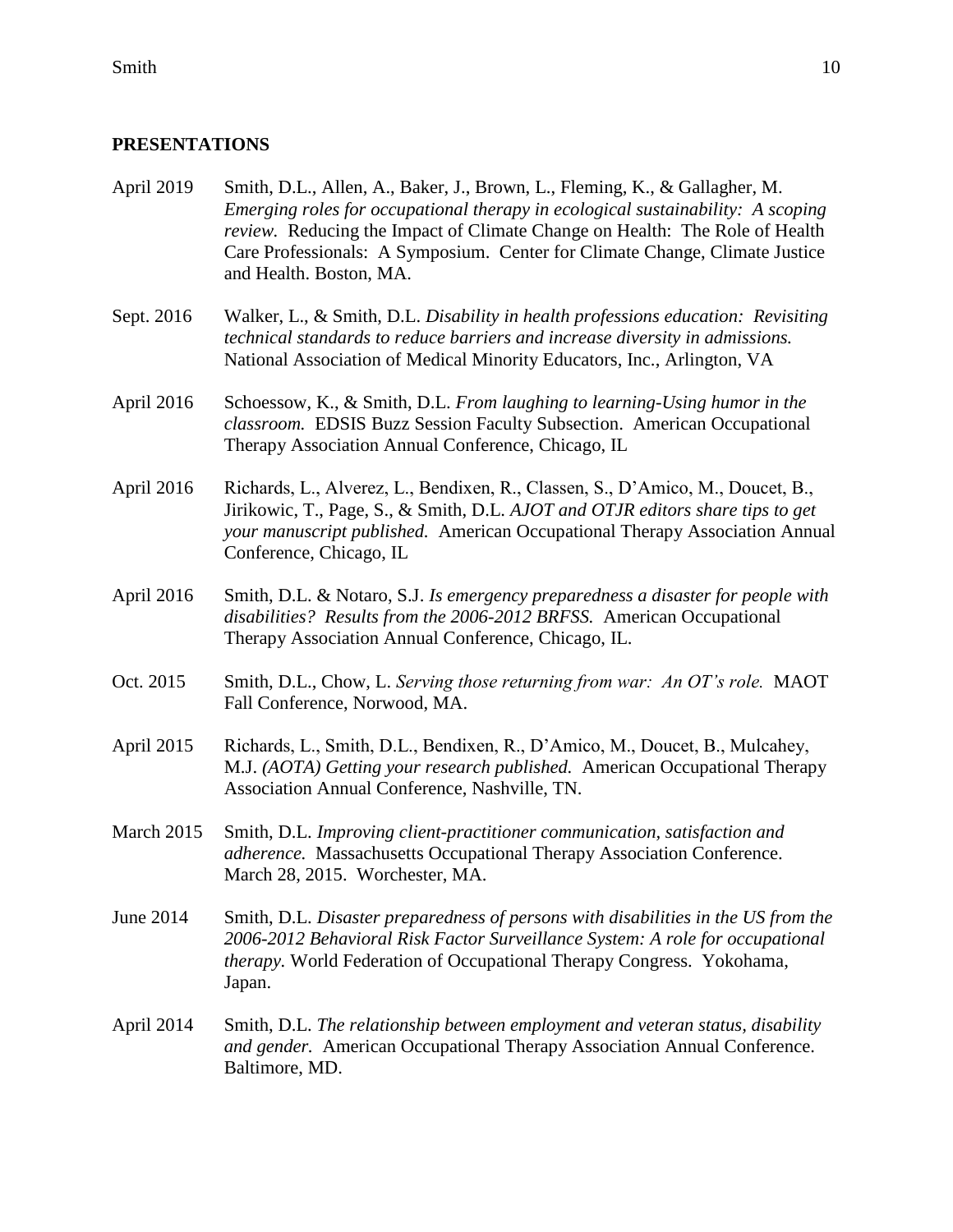## PRESENTATIONS

April 2019 Smith, D.L., Allen, A., Baker, J., Brown, L., Fleming, K., & Gallagher, M. *Emerging roles for occupational therapy in ecological sustainability: A scoping review.* Reducing the Impact of Climate Change on Health: The Role of Health Care Professionals: A Symposium. Center for Climate Change, Climate Justice and Health. Boston, MA.

Sept. 2016 Walker, L., & Smith, D.L. *Disability in health professions education: Revisiting technical standards to reduce barriers and increase diversity in admissions.* National Association of Medical Minority Educators, Inc., Arlington, VA

April 2016 Schoessow, K., & Smith, D.L. *From laughing to learning-Using humor in the classroom.* EDSIS Buzz Session Faculty Subsection. American Occupational Therapy Association Annual Conference, Chicago, IL

April 2016 Richards, L., Alverez, L., Bendixen, R., Classen, S., D'Amico, M., Doucet, B., Jirikowic, T., Page, S., & Smith, D.L. *AJOT and OTJR editors share tips to get your manuscript published.* American Occupational Therapy Association Annual Conference, Chicago, IL

April 2016 Smith, D.L. & Notaro, S.J. *Is emergency preparedness a disaster for people with disabilities? Results from the 2006-2012 BRFSS.* American Occupational Therapy Association Annual Conference, Chicago, IL.

Oct. 2015 Smith, D.L., Chow, L. *Serving those returning from war: An OT's role.* MAOT Fall Conference, Norwood, MA.

April 2015 Richards, L., Smith, D.L., Bendixen, R., D'Amico, M., Doucet, B., Mulcahey, M.J. *(AOTA) Getting your research published.* American Occupational Therapy Association Annual Conference, Nashville, TN.

March 2015 Smith, D.L. *Improving client-practitioner communication, satisfaction and adherence.* Massachusetts Occupational Therapy Association Conference. March 28, 2015. Worchester, MA.

June 2014 Smith, D.L. *Disaster preparedness of persons with disabilities in the US from the 2006-2012 Behavioral Risk Factor Surveillance System: A role for occupational therapy.* World Federation of Occupational Therapy Congress. Yokohama, Japan.

April 2014 Smith, D.L. *The relationship between employment and veteran status, disability and gender.* American Occupational Therapy Association Annual Conference. Baltimore, MD.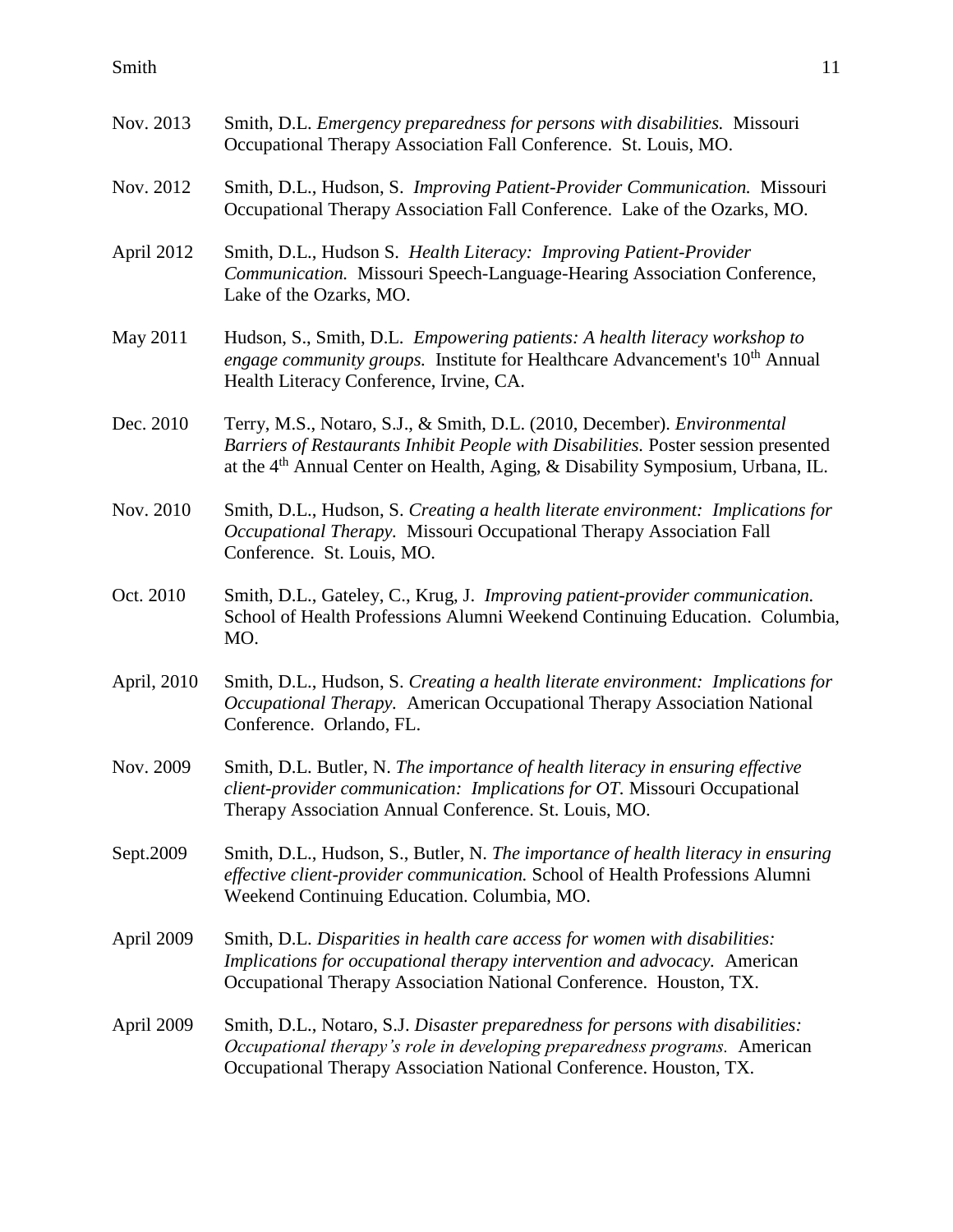Nov. 2013 Smith, D.L. *Emergency preparedness for persons with disabilities.* Missouri Occupational Therapy Association Fall Conference. St. Louis, MO.

Nov. 2012 Smith, D.L., Hudson, S. *Improving Patient-Provider Communication.* Missouri Occupational Therapy Association Fall Conference. Lake of the Ozarks, MO.

April 2012 Smith, D.L., Hudson S. *Health Literacy: Improving Patient-Provider Communication.* Missouri Speech-Language-Hearing Association Conference, Lake of the Ozarks, MO.

May 2011 Hudson, S., Smith, D.L. *Empowering patients: A health literacy workshop to engage community groups.* Institute for Healthcare Advancement's 10th Annual Health Literacy Conference, Irvine, CA.

Dec. 2010 Terry, M.S., Notaro, S.J., & Smith, D.L. (2010, December). *Environmental Barriers of Restaurants Inhibit People with Disabilities.* Poster session presented at the 4th Annual Center on Health, Aging, & Disability Symposium, Urbana, IL.

Nov. 2010 Smith, D.L., Hudson, S. *Creating a health literate environment: Implications for Occupational Therapy.* Missouri Occupational Therapy Association Fall Conference. St. Louis, MO.

Oct. 2010 Smith, D.L., Gateley, C., Krug, J. *Improving patient-provider communication.* School of Health Professions Alumni Weekend Continuing Education. Columbia, MO.

April, 2010 Smith, D.L., Hudson, S. *Creating a health literate environment: Implications for Occupational Therapy.* American Occupational Therapy Association National Conference. Orlando, FL.

Nov. 2009 Smith, D.L. Butler, N. *The importance of health literacy in ensuring effective client-provider communication: Implications for OT.* Missouri Occupational Therapy Association Annual Conference. St. Louis, MO.

Sept.2009 Smith, D.L., Hudson, S., Butler, N. *The importance of health literacy in ensuring effective client-provider communication.* School of Health Professions Alumni Weekend Continuing Education. Columbia, MO.

April 2009 Smith, D.L. *Disparities in health care access for women with disabilities: Implications for occupational therapy intervention and advocacy.* American Occupational Therapy Association National Conference. Houston, TX.

April 2009 Smith, D.L., Notaro, S.J. *Disaster preparedness for persons with disabilities: Occupational therapy's role in developing preparedness programs.* American Occupational Therapy Association National Conference. Houston, TX.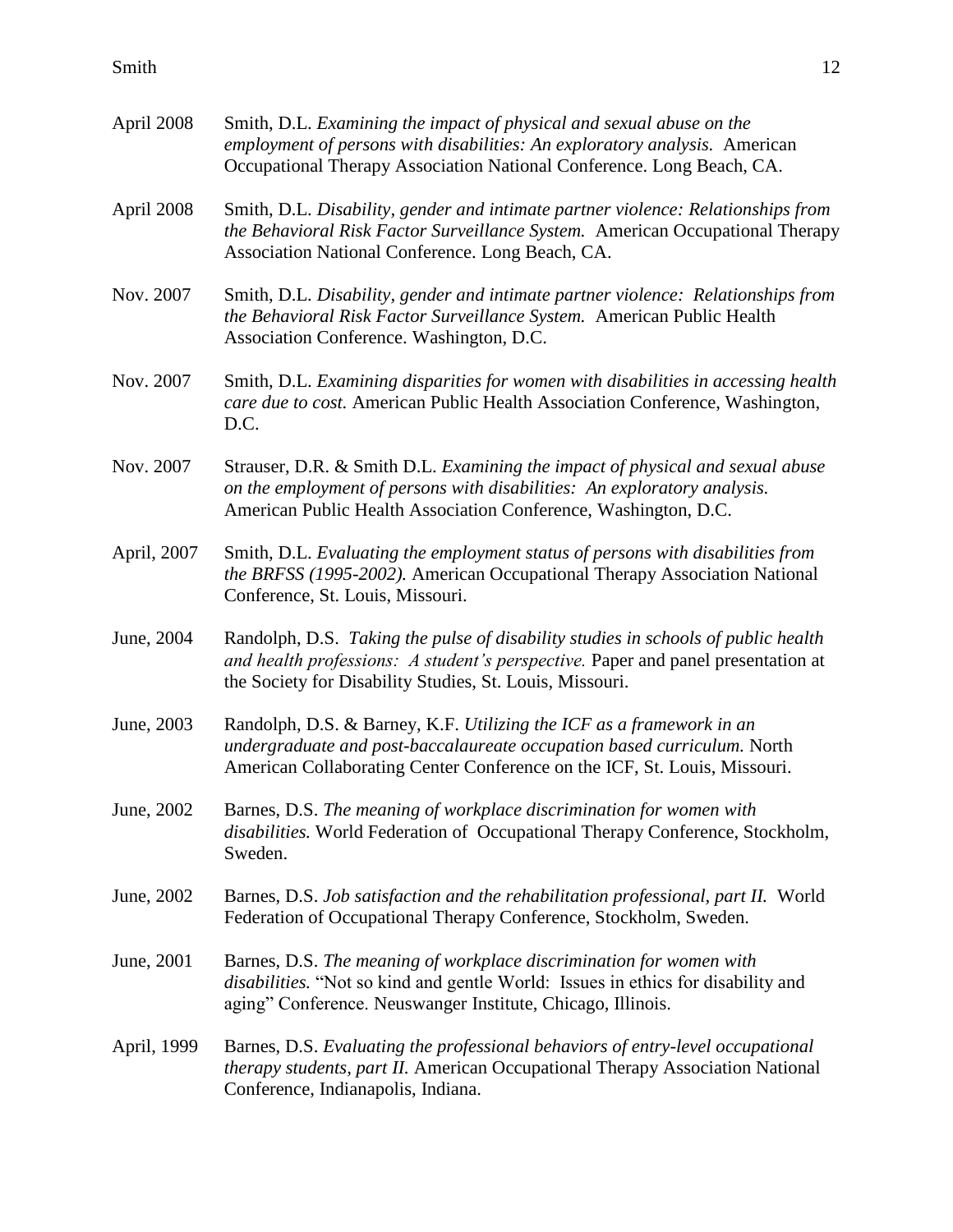April 2008 Smith, D.L. *Examining the impact of physical and sexual abuse on the employment of persons with disabilities: An exploratory analysis.* American Occupational Therapy Association National Conference. Long Beach, CA.

April 2008 Smith, D.L. *Disability, gender and intimate partner violence: Relationships from the Behavioral Risk Factor Surveillance System.* American Occupational Therapy Association National Conference. Long Beach, CA.

Nov. 2007 Smith, D.L. *Disability, gender and intimate partner violence: Relationships from the Behavioral Risk Factor Surveillance System.* American Public Health Association Conference. Washington, D.C.

Nov. 2007 Smith, D.L. *Examining disparities for women with disabilities in accessing health care due to cost.* American Public Health Association Conference, Washington, D.C.

Nov. 2007 Strauser, D.R. & Smith D.L. *Examining the impact of physical and sexual abuse on the employment of persons with disabilities: An exploratory analysis.* American Public Health Association Conference, Washington, D.C.

April, 2007 Smith, D.L. *Evaluating the employment status of persons with disabilities from the BRFSS (1995-2002).* American Occupational Therapy Association National Conference, St. Louis, Missouri.

June, 2004 Randolph, D.S. *Taking the pulse of disability studies in schools of public health and health professions: A student's perspective.* Paper and panel presentation at the Society for Disability Studies, St. Louis, Missouri.

June, 2003 Randolph, D.S. & Barney, K.F. *Utilizing the ICF as a framework in an undergraduate and post-baccalaureate occupation based curriculum.* North American Collaborating Center Conference on the ICF, St. Louis, Missouri.

June, 2002 Barnes, D.S. *The meaning of workplace discrimination for women with disabilities.* World Federation of Occupational Therapy Conference, Stockholm, Sweden.

June, 2002 Barnes, D.S. *Job satisfaction and the rehabilitation professional, part II.* World Federation of Occupational Therapy Conference, Stockholm, Sweden.

June, 2001 Barnes, D.S. *The meaning of workplace discrimination for women with disabilities.* "Not so kind and gentle World: Issues in ethics for disability and aging" Conference. Neuswanger Institute, Chicago, Illinois.

April, 1999 Barnes, D.S. *Evaluating the professional behaviors of entry-level occupational therapy students, part II.* American Occupational Therapy Association National Conference, Indianapolis, Indiana.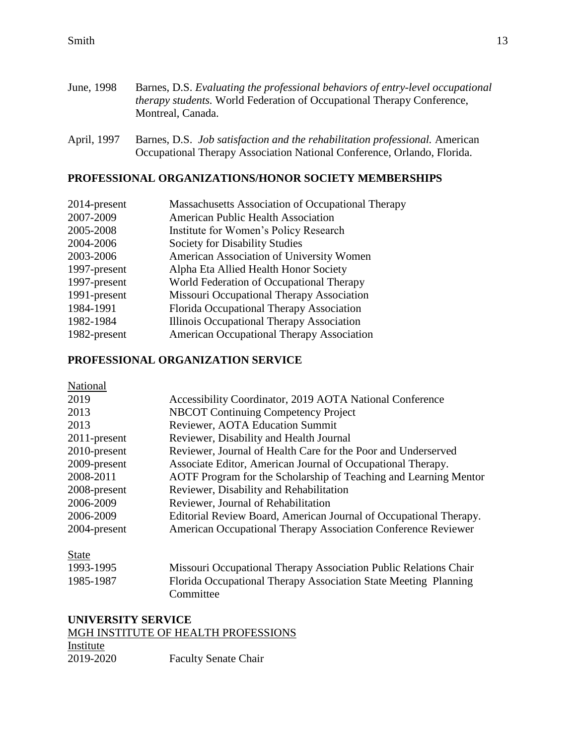June, 1998 Barnes, D.S. *Evaluating the professional behaviors of entry-level occupational therapy students.* World Federation of Occupational Therapy Conference, Montreal, Canada.

April, 1997 Barnes, D.S. *Job satisfaction and the rehabilitation professional.* American Occupational Therapy Association National Conference, Orlando, Florida.

## PROFESSIONAL ORGANIZATIONS/HONOR SOCIETY MEMBERSHIPS

| | |
|---|---|
| 2014-present | Massachusetts Association of Occupational Therapy |
| 2007-2009 | American Public Health Association |
| 2005-2008 | Institute for Women's Policy Research |
| 2004-2006 | Society for Disability Studies |
| 2003-2006 | American Association of University Women |
| 1997-present | Alpha Eta Allied Health Honor Society |
| 1997-present | World Federation of Occupational Therapy |
| 1991-present | Missouri Occupational Therapy Association |
| 1984-1991 | Florida Occupational Therapy Association |
| 1982-1984 | Illinois Occupational Therapy Association |
| 1982-present | American Occupational Therapy Association |

## PROFESSIONAL ORGANIZATION SERVICE

National

| | |
|---|---|
| 2019 | Accessibility Coordinator, 2019 AOTA National Conference |
| 2013 | NBCOT Continuing Competency Project |
| 2013 | Reviewer, AOTA Education Summit |
| 2011-present | Reviewer, Disability and Health Journal |
| 2010-present | Reviewer, Journal of Health Care for the Poor and Underserved |
| 2009-present | Associate Editor, American Journal of Occupational Therapy. |
| 2008-2011 | AOTF Program for the Scholarship of Teaching and Learning Mentor |
| 2008-present | Reviewer, Disability and Rehabilitation |
| 2006-2009 | Reviewer, Journal of Rehabilitation |
| 2006-2009 | Editorial Review Board, American Journal of Occupational Therapy. |
| 2004-present | American Occupational Therapy Association Conference Reviewer |

State

| | |
|---|---|
| 1993-1995 | Missouri Occupational Therapy Association Public Relations Chair |
| 1985-1987 | Florida Occupational Therapy Association State Meeting Planning Committee |

## UNIVERSITY SERVICE

MGH INSTITUTE OF HEALTH PROFESSIONS

Institute

| | |
|---|---|
| 2019-2020 | Faculty Senate Chair |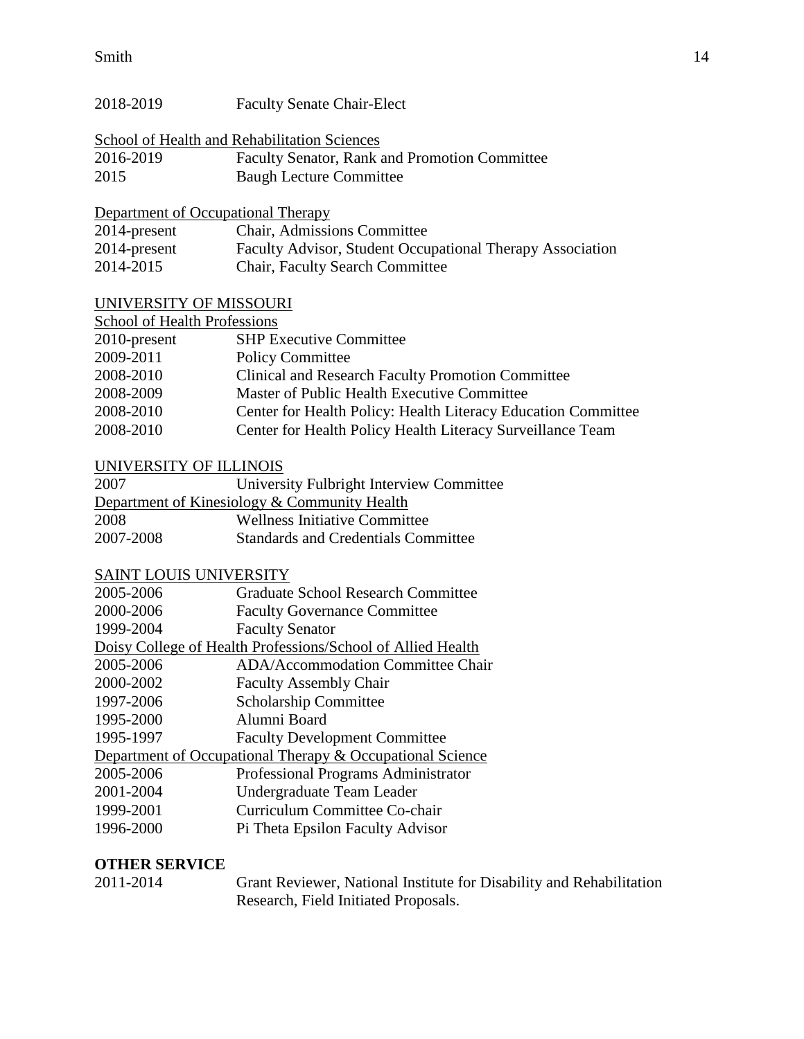2018-2019 Faculty Senate Chair-Elect

School of Health and Rehabilitation Sciences

2016-2019 Faculty Senator, Rank and Promotion Committee
2015 Baugh Lecture Committee

Department of Occupational Therapy

2014-present Chair, Admissions Committee
2014-present Faculty Advisor, Student Occupational Therapy Association
2014-2015 Chair, Faculty Search Committee

UNIVERSITY OF MISSOURI

School of Health Professions

2010-present SHP Executive Committee
2009-2011 Policy Committee
2008-2010 Clinical and Research Faculty Promotion Committee
2008-2009 Master of Public Health Executive Committee
2008-2010 Center for Health Policy: Health Literacy Education Committee
2008-2010 Center for Health Policy Health Literacy Surveillance Team

UNIVERSITY OF ILLINOIS

2007 University Fulbright Interview Committee

Department of Kinesiology & Community Health

2008 Wellness Initiative Committee
2007-2008 Standards and Credentials Committee

SAINT LOUIS UNIVERSITY

2005-2006 Graduate School Research Committee
2000-2006 Faculty Governance Committee
1999-2004 Faculty Senator

Doisy College of Health Professions/School of Allied Health

2005-2006 ADA/Accommodation Committee Chair
2000-2002 Faculty Assembly Chair
1997-2006 Scholarship Committee
1995-2000 Alumni Board
1995-1997 Faculty Development Committee

Department of Occupational Therapy & Occupational Science

2005-2006 Professional Programs Administrator
2001-2004 Undergraduate Team Leader
1999-2001 Curriculum Committee Co-chair
1996-2000 Pi Theta Epsilon Faculty Advisor

**OTHER SERVICE**

2011-2014 Grant Reviewer, National Institute for Disability and Rehabilitation Research, Field Initiated Proposals.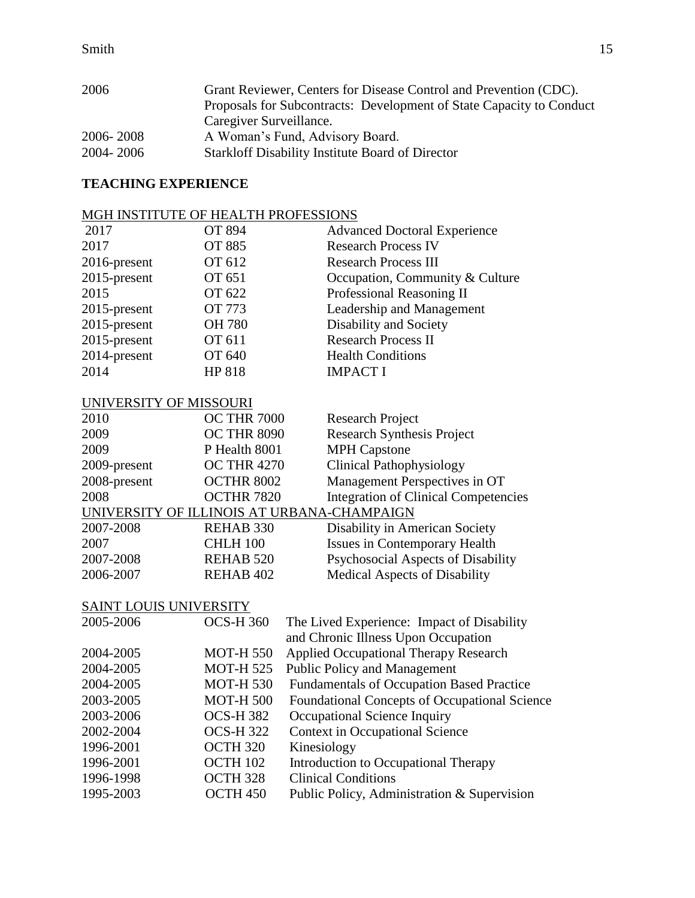| | |
|---|---|
| 2006 | Grant Reviewer, Centers for Disease Control and Prevention (CDC). Proposals for Subcontracts: Development of State Capacity to Conduct Caregiver Surveillance. |
| 2006- 2008 | A Woman's Fund, Advisory Board. |
| 2004- 2006 | Starkloff Disability Institute Board of Director |

## TEACHING EXPERIENCE

### MGH INSTITUTE OF HEALTH PROFESSIONS

| | | |
|---|---|---|
| 2017 | OT 894 | Advanced Doctoral Experience |
| 2017 | OT 885 | Research Process IV |
| 2016-present | OT 612 | Research Process III |
| 2015-present | OT 651 | Occupation, Community & Culture |
| 2015 | OT 622 | Professional Reasoning II |
| 2015-present | OT 773 | Leadership and Management |
| 2015-present | OH 780 | Disability and Society |
| 2015-present | OT 611 | Research Process II |
| 2014-present | OT 640 | Health Conditions |
| 2014 | HP 818 | IMPACT I |

### UNIVERSITY OF MISSOURI

| | | |
|---|---|---|
| 2010 | OC THR 7000 | Research Project |
| 2009 | OC THR 8090 | Research Synthesis Project |
| 2009 | P Health 8001 | MPH Capstone |
| 2009-present | OC THR 4270 | Clinical Pathophysiology |
| 2008-present | OCTHR 8002 | Management Perspectives in OT |
| 2008 | OCTHR 7820 | Integration of Clinical Competencies |

### UNIVERSITY OF ILLINOIS AT URBANA-CHAMPAIGN

| | | |
|---|---|---|
| 2007-2008 | REHAB 330 | Disability in American Society |
| 2007 | CHLH 100 | Issues in Contemporary Health |
| 2007-2008 | REHAB 520 | Psychosocial Aspects of Disability |
| 2006-2007 | REHAB 402 | Medical Aspects of Disability |

### SAINT LOUIS UNIVERSITY

| | | |
|---|---|---|
| 2005-2006 | OCS-H 360 | The Lived Experience: Impact of Disability and Chronic Illness Upon Occupation |
| 2004-2005 | MOT-H 550 | Applied Occupational Therapy Research |
| 2004-2005 | MOT-H 525 | Public Policy and Management |
| 2004-2005 | MOT-H 530 | Fundamentals of Occupation Based Practice |
| 2003-2005 | MOT-H 500 | Foundational Concepts of Occupational Science |
| 2003-2006 | OCS-H 382 | Occupational Science Inquiry |
| 2002-2004 | OCS-H 322 | Context in Occupational Science |
| 1996-2001 | OCTH 320 | Kinesiology |
| 1996-2001 | OCTH 102 | Introduction to Occupational Therapy |
| 1996-1998 | OCTH 328 | Clinical Conditions |
| 1995-2003 | OCTH 450 | Public Policy, Administration & Supervision |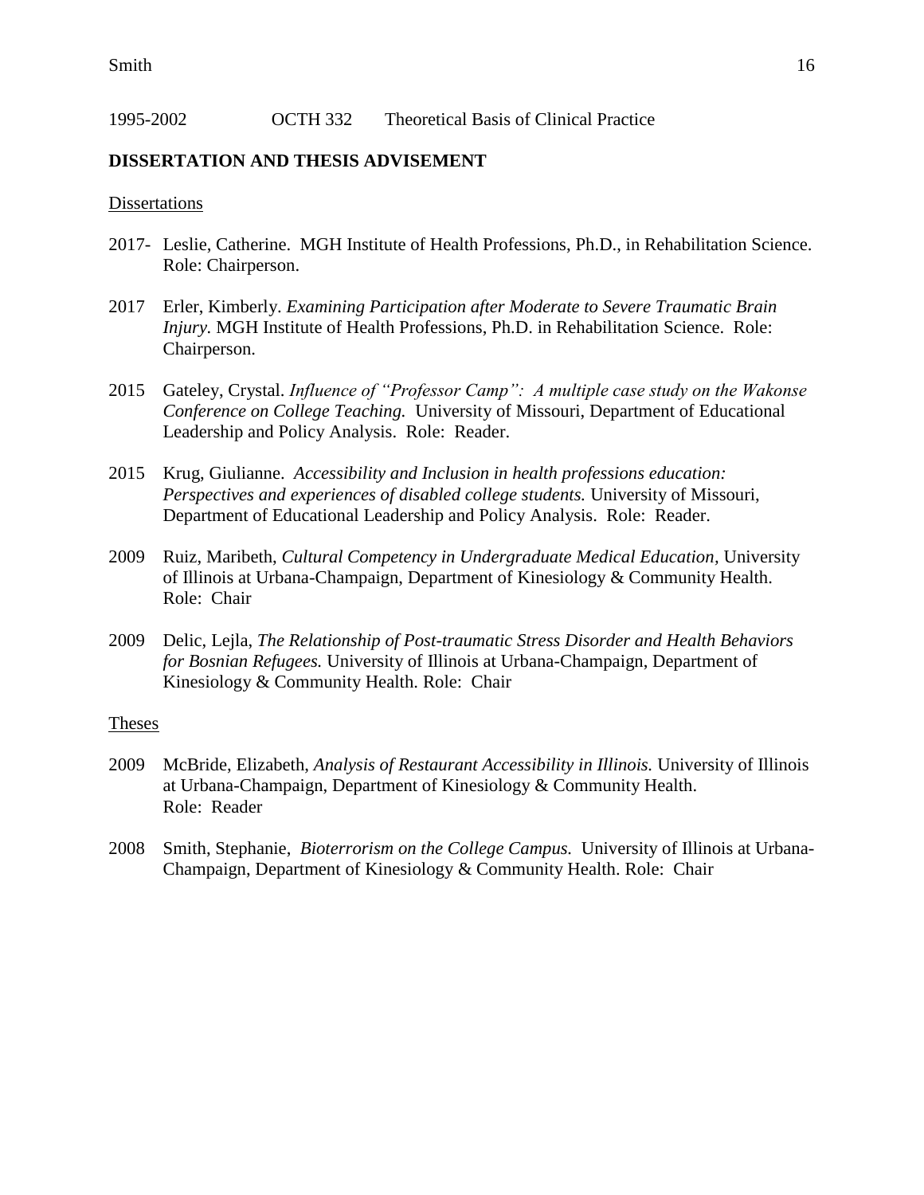1995-2002 OCTH 332 Theoretical Basis of Clinical Practice

**DISSERTATION AND THESIS ADVISEMENT**

Dissertations

2017- Leslie, Catherine. MGH Institute of Health Professions, Ph.D., in Rehabilitation Science. Role: Chairperson.

2017 Erler, Kimberly. *Examining Participation after Moderate to Severe Traumatic Brain Injury.* MGH Institute of Health Professions, Ph.D. in Rehabilitation Science. Role: Chairperson.

2015 Gateley, Crystal. *Influence of "Professor Camp": A multiple case study on the Wakonse Conference on College Teaching.* University of Missouri, Department of Educational Leadership and Policy Analysis. Role: Reader.

2015 Krug, Giulianne. *Accessibility and Inclusion in health professions education: Perspectives and experiences of disabled college students.* University of Missouri, Department of Educational Leadership and Policy Analysis. Role: Reader.

2009 Ruiz, Maribeth, *Cultural Competency in Undergraduate Medical Education,* University of Illinois at Urbana-Champaign, Department of Kinesiology & Community Health. Role: Chair

2009 Delic, Lejla, *The Relationship of Post-traumatic Stress Disorder and Health Behaviors for Bosnian Refugees.* University of Illinois at Urbana-Champaign, Department of Kinesiology & Community Health. Role: Chair

Theses

2009 McBride, Elizabeth, *Analysis of Restaurant Accessibility in Illinois.* University of Illinois at Urbana-Champaign, Department of Kinesiology & Community Health. Role: Reader

2008 Smith, Stephanie, *Bioterrorism on the College Campus.* University of Illinois at Urbana-Champaign, Department of Kinesiology & Community Health. Role: Chair